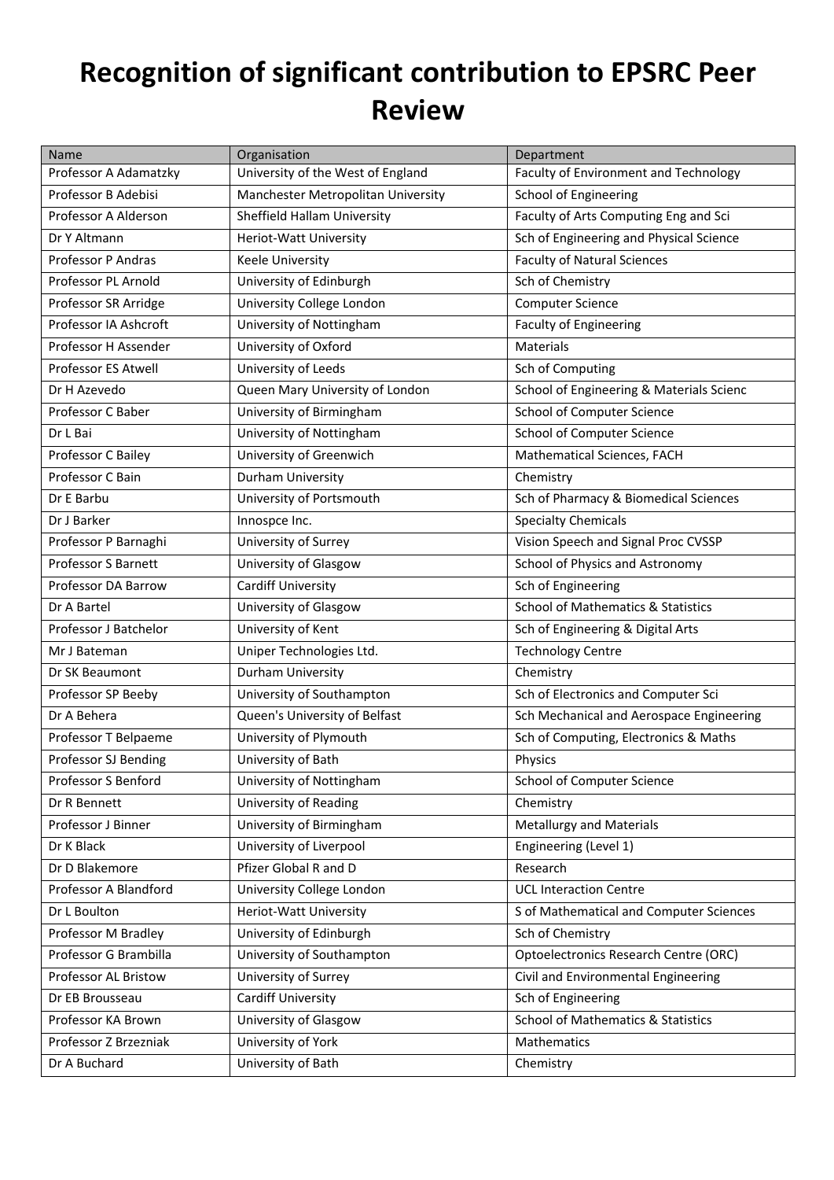# Recognition of significant contribution to EPSRC Peer Review

| Name | Organisation | Department |
| --- | --- | --- |
| Professor A Adamatzky | University of the West of England | Faculty of Environment and Technology |
| Professor B Adebisi | Manchester Metropolitan University | School of Engineering |
| Professor A Alderson | Sheffield Hallam University | Faculty of Arts Computing Eng and Sci |
| Dr Y Altmann | Heriot-Watt University | Sch of Engineering and Physical Science |
| Professor P Andras | Keele University | Faculty of Natural Sciences |
| Professor PL Arnold | University of Edinburgh | Sch of Chemistry |
| Professor SR Arridge | University College London | Computer Science |
| Professor IA Ashcroft | University of Nottingham | Faculty of Engineering |
| Professor H Assender | University of Oxford | Materials |
| Professor ES Atwell | University of Leeds | Sch of Computing |
| Dr H Azevedo | Queen Mary University of London | School of Engineering & Materials Scienc |
| Professor C Baber | University of Birmingham | School of Computer Science |
| Dr L Bai | University of Nottingham | School of Computer Science |
| Professor C Bailey | University of Greenwich | Mathematical Sciences, FACH |
| Professor C Bain | Durham University | Chemistry |
| Dr E Barbu | University of Portsmouth | Sch of Pharmacy & Biomedical Sciences |
| Dr J Barker | Innospce Inc. | Specialty Chemicals |
| Professor P Barnaghi | University of Surrey | Vision Speech and Signal Proc CVSSP |
| Professor S Barnett | University of Glasgow | School of Physics and Astronomy |
| Professor DA Barrow | Cardiff University | Sch of Engineering |
| Dr A Bartel | University of Glasgow | School of Mathematics & Statistics |
| Professor J Batchelor | University of Kent | Sch of Engineering & Digital Arts |
| Mr J Bateman | Uniper Technologies Ltd. | Technology Centre |
| Dr SK Beaumont | Durham University | Chemistry |
| Professor SP Beeby | University of Southampton | Sch of Electronics and Computer Sci |
| Dr A Behera | Queen's University of Belfast | Sch Mechanical and Aerospace Engineering |
| Professor T Belpaeme | University of Plymouth | Sch of Computing, Electronics & Maths |
| Professor SJ Bending | University of Bath | Physics |
| Professor S Benford | University of Nottingham | School of Computer Science |
| Dr R Bennett | University of Reading | Chemistry |
| Professor J Binner | University of Birmingham | Metallurgy and Materials |
| Dr K Black | University of Liverpool | Engineering (Level 1) |
| Dr D Blakemore | Pfizer Global R and D | Research |
| Professor A Blandford | University College London | UCL Interaction Centre |
| Dr L Boulton | Heriot-Watt University | S of Mathematical and Computer Sciences |
| Professor M Bradley | University of Edinburgh | Sch of Chemistry |
| Professor G Brambilla | University of Southampton | Optoelectronics Research Centre (ORC) |
| Professor AL Bristow | University of Surrey | Civil and Environmental Engineering |
| Dr EB Brousseau | Cardiff University | Sch of Engineering |
| Professor KA Brown | University of Glasgow | School of Mathematics & Statistics |
| Professor Z Brzezniak | University of York | Mathematics |
| Dr A Buchard | University of Bath | Chemistry |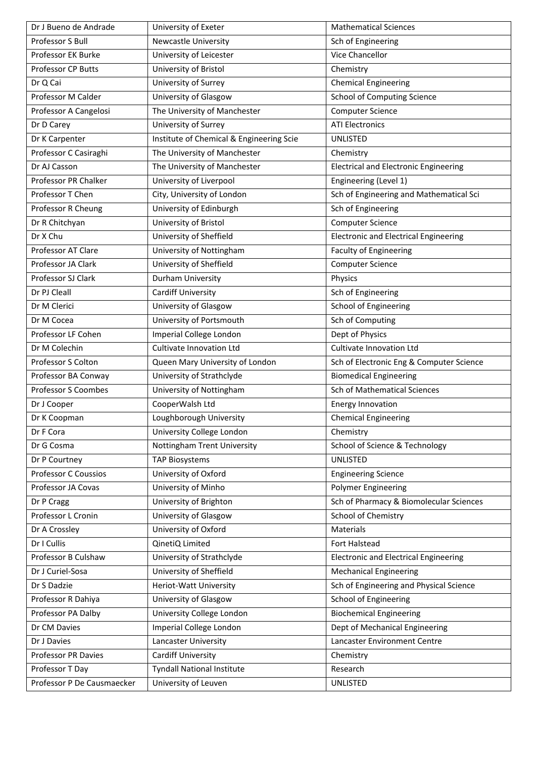| Dr J Bueno de Andrade | University of Exeter | Mathematical Sciences |
|---|---|---|
| Professor S Bull | Newcastle University | Sch of Engineering |
| Professor EK Burke | University of Leicester | Vice Chancellor |
| Professor CP Butts | University of Bristol | Chemistry |
| Dr Q Cai | University of Surrey | Chemical Engineering |
| Professor M Calder | University of Glasgow | School of Computing Science |
| Professor A Cangelosi | The University of Manchester | Computer Science |
| Dr D Carey | University of Surrey | ATI Electronics |
| Dr K Carpenter | Institute of Chemical & Engineering Scie | UNLISTED |
| Professor C Casiraghi | The University of Manchester | Chemistry |
| Dr AJ Casson | The University of Manchester | Electrical and Electronic Engineering |
| Professor PR Chalker | University of Liverpool | Engineering (Level 1) |
| Professor T Chen | City, University of London | Sch of Engineering and Mathematical Sci |
| Professor R Cheung | University of Edinburgh | Sch of Engineering |
| Dr R Chitchyan | University of Bristol | Computer Science |
| Dr X Chu | University of Sheffield | Electronic and Electrical Engineering |
| Professor AT Clare | University of Nottingham | Faculty of Engineering |
| Professor JA Clark | University of Sheffield | Computer Science |
| Professor SJ Clark | Durham University | Physics |
| Dr PJ Cleall | Cardiff University | Sch of Engineering |
| Dr M Clerici | University of Glasgow | School of Engineering |
| Dr M Cocea | University of Portsmouth | Sch of Computing |
| Professor LF Cohen | Imperial College London | Dept of Physics |
| Dr M Colechin | Cultivate Innovation Ltd | Cultivate Innovation Ltd |
| Professor S Colton | Queen Mary University of London | Sch of Electronic Eng & Computer Science |
| Professor BA Conway | University of Strathclyde | Biomedical Engineering |
| Professor S Coombes | University of Nottingham | Sch of Mathematical Sciences |
| Dr J Cooper | CooperWalsh Ltd | Energy Innovation |
| Dr K Coopman | Loughborough University | Chemical Engineering |
| Dr F Cora | University College London | Chemistry |
| Dr G Cosma | Nottingham Trent University | School of Science & Technology |
| Dr P Courtney | TAP Biosystems | UNLISTED |
| Professor C Coussios | University of Oxford | Engineering Science |
| Professor JA Covas | University of Minho | Polymer Engineering |
| Dr P Cragg | University of Brighton | Sch of Pharmacy & Biomolecular Sciences |
| Professor L Cronin | University of Glasgow | School of Chemistry |
| Dr A Crossley | University of Oxford | Materials |
| Dr I Cullis | QinetiQ Limited | Fort Halstead |
| Professor B Culshaw | University of Strathclyde | Electronic and Electrical Engineering |
| Dr J Curiel-Sosa | University of Sheffield | Mechanical Engineering |
| Dr S Dadzie | Heriot-Watt University | Sch of Engineering and Physical Science |
| Professor R Dahiya | University of Glasgow | School of Engineering |
| Professor PA Dalby | University College London | Biochemical Engineering |
| Dr CM Davies | Imperial College London | Dept of Mechanical Engineering |
| Dr J Davies | Lancaster University | Lancaster Environment Centre |
| Professor PR Davies | Cardiff University | Chemistry |
| Professor T Day | Tyndall National Institute | Research |
| Professor P De Causmaecker | University of Leuven | UNLISTED |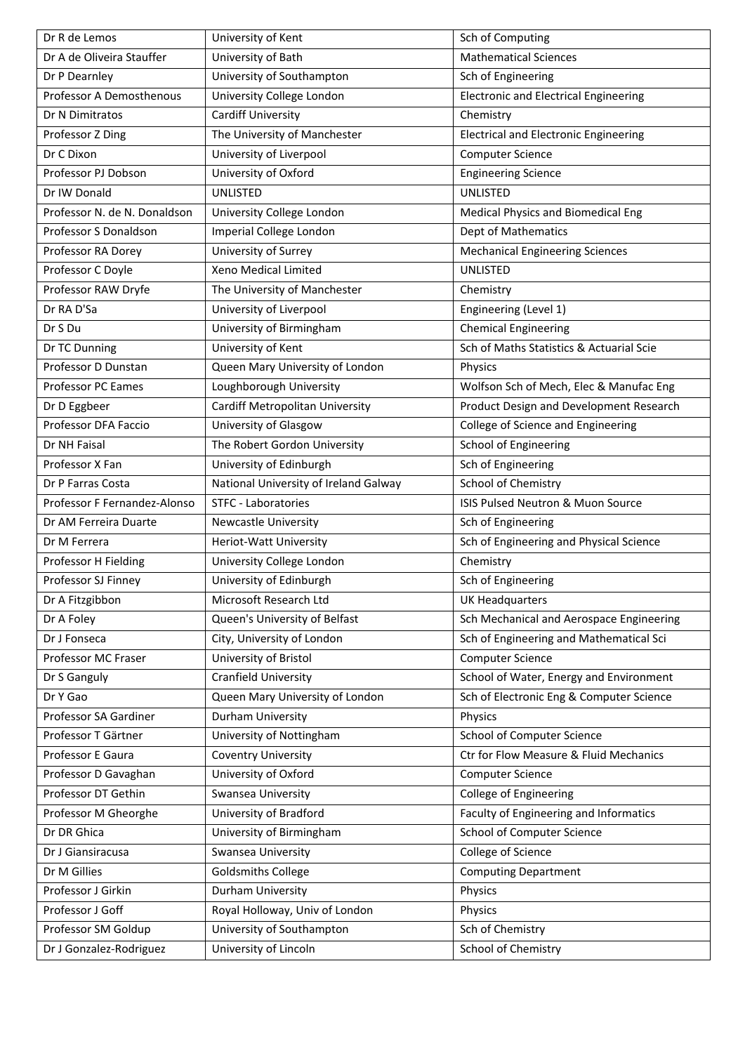| Dr R de Lemos | University of Kent | Sch of Computing |
|---|---|---|
| Dr A de Oliveira Stauffer | University of Bath | Mathematical Sciences |
| Dr P Dearnley | University of Southampton | Sch of Engineering |
| Professor A Demosthenous | University College London | Electronic and Electrical Engineering |
| Dr N Dimitratos | Cardiff University | Chemistry |
| Professor Z Ding | The University of Manchester | Electrical and Electronic Engineering |
| Dr C Dixon | University of Liverpool | Computer Science |
| Professor PJ Dobson | University of Oxford | Engineering Science |
| Dr IW Donald | UNLISTED | UNLISTED |
| Professor N. de N. Donaldson | University College London | Medical Physics and Biomedical Eng |
| Professor S Donaldson | Imperial College London | Dept of Mathematics |
| Professor RA Dorey | University of Surrey | Mechanical Engineering Sciences |
| Professor C Doyle | Xeno Medical Limited | UNLISTED |
| Professor RAW Dryfe | The University of Manchester | Chemistry |
| Dr RA D'Sa | University of Liverpool | Engineering (Level 1) |
| Dr S Du | University of Birmingham | Chemical Engineering |
| Dr TC Dunning | University of Kent | Sch of Maths Statistics & Actuarial Scie |
| Professor D Dunstan | Queen Mary University of London | Physics |
| Professor PC Eames | Loughborough University | Wolfson Sch of Mech, Elec & Manufac Eng |
| Dr D Eggbeer | Cardiff Metropolitan University | Product Design and Development Research |
| Professor DFA Faccio | University of Glasgow | College of Science and Engineering |
| Dr NH Faisal | The Robert Gordon University | School of Engineering |
| Professor X Fan | University of Edinburgh | Sch of Engineering |
| Dr P Farras Costa | National University of Ireland Galway | School of Chemistry |
| Professor F Fernandez-Alonso | STFC - Laboratories | ISIS Pulsed Neutron & Muon Source |
| Dr AM Ferreira Duarte | Newcastle University | Sch of Engineering |
| Dr M Ferrera | Heriot-Watt University | Sch of Engineering and Physical Science |
| Professor H Fielding | University College London | Chemistry |
| Professor SJ Finney | University of Edinburgh | Sch of Engineering |
| Dr A Fitzgibbon | Microsoft Research Ltd | UK Headquarters |
| Dr A Foley | Queen's University of Belfast | Sch Mechanical and Aerospace Engineering |
| Dr J Fonseca | City, University of London | Sch of Engineering and Mathematical Sci |
| Professor MC Fraser | University of Bristol | Computer Science |
| Dr S Ganguly | Cranfield University | School of Water, Energy and Environment |
| Dr Y Gao | Queen Mary University of London | Sch of Electronic Eng & Computer Science |
| Professor SA Gardiner | Durham University | Physics |
| Professor T Gärtner | University of Nottingham | School of Computer Science |
| Professor E Gaura | Coventry University | Ctr for Flow Measure & Fluid Mechanics |
| Professor D Gavaghan | University of Oxford | Computer Science |
| Professor DT Gethin | Swansea University | College of Engineering |
| Professor M Gheorghe | University of Bradford | Faculty of Engineering and Informatics |
| Dr DR Ghica | University of Birmingham | School of Computer Science |
| Dr J Giansiracusa | Swansea University | College of Science |
| Dr M Gillies | Goldsmiths College | Computing Department |
| Professor J Girkin | Durham University | Physics |
| Professor J Goff | Royal Holloway, Univ of London | Physics |
| Professor SM Goldup | University of Southampton | Sch of Chemistry |
| Dr J Gonzalez-Rodriguez | University of Lincoln | School of Chemistry |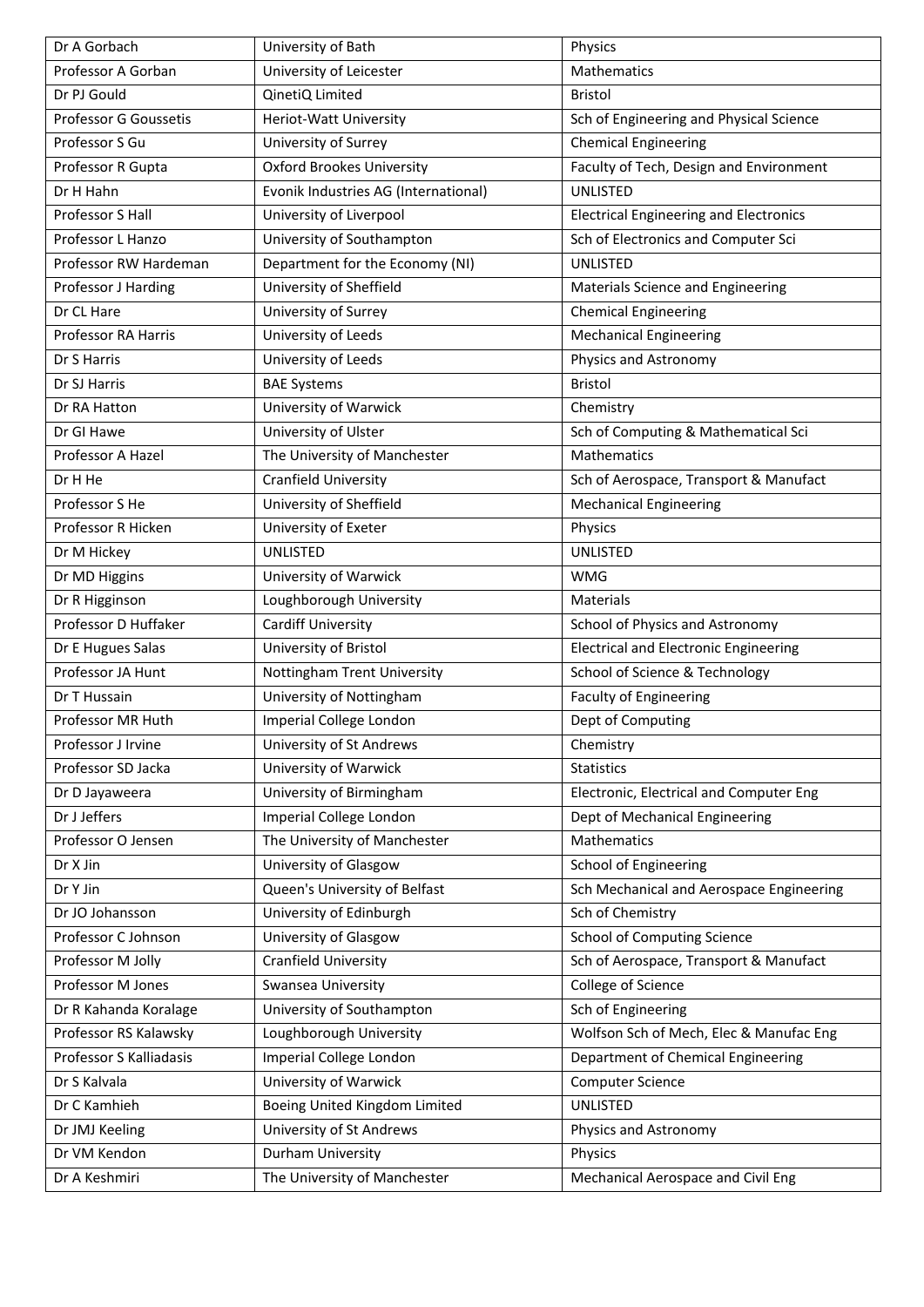| Dr A Gorbach | University of Bath | Physics |
|---|---|---|
| Professor A Gorban | University of Leicester | Mathematics |
| Dr PJ Gould | QinetiQ Limited | Bristol |
| Professor G Goussetis | Heriot-Watt University | Sch of Engineering and Physical Science |
| Professor S Gu | University of Surrey | Chemical Engineering |
| Professor R Gupta | Oxford Brookes University | Faculty of Tech, Design and Environment |
| Dr H Hahn | Evonik Industries AG (International) | UNLISTED |
| Professor S Hall | University of Liverpool | Electrical Engineering and Electronics |
| Professor L Hanzo | University of Southampton | Sch of Electronics and Computer Sci |
| Professor RW Hardeman | Department for the Economy (NI) | UNLISTED |
| Professor J Harding | University of Sheffield | Materials Science and Engineering |
| Dr CL Hare | University of Surrey | Chemical Engineering |
| Professor RA Harris | University of Leeds | Mechanical Engineering |
| Dr S Harris | University of Leeds | Physics and Astronomy |
| Dr SJ Harris | BAE Systems | Bristol |
| Dr RA Hatton | University of Warwick | Chemistry |
| Dr GI Hawe | University of Ulster | Sch of Computing & Mathematical Sci |
| Professor A Hazel | The University of Manchester | Mathematics |
| Dr H He | Cranfield University | Sch of Aerospace, Transport & Manufact |
| Professor S He | University of Sheffield | Mechanical Engineering |
| Professor R Hicken | University of Exeter | Physics |
| Dr M Hickey | UNLISTED | UNLISTED |
| Dr MD Higgins | University of Warwick | WMG |
| Dr R Higginson | Loughborough University | Materials |
| Professor D Huffaker | Cardiff University | School of Physics and Astronomy |
| Dr E Hugues Salas | University of Bristol | Electrical and Electronic Engineering |
| Professor JA Hunt | Nottingham Trent University | School of Science & Technology |
| Dr T Hussain | University of Nottingham | Faculty of Engineering |
| Professor MR Huth | Imperial College London | Dept of Computing |
| Professor J Irvine | University of St Andrews | Chemistry |
| Professor SD Jacka | University of Warwick | Statistics |
| Dr D Jayaweera | University of Birmingham | Electronic, Electrical and Computer Eng |
| Dr J Jeffers | Imperial College London | Dept of Mechanical Engineering |
| Professor O Jensen | The University of Manchester | Mathematics |
| Dr X Jin | University of Glasgow | School of Engineering |
| Dr Y Jin | Queen's University of Belfast | Sch Mechanical and Aerospace Engineering |
| Dr JO Johansson | University of Edinburgh | Sch of Chemistry |
| Professor C Johnson | University of Glasgow | School of Computing Science |
| Professor M Jolly | Cranfield University | Sch of Aerospace, Transport & Manufact |
| Professor M Jones | Swansea University | College of Science |
| Dr R Kahanda Koralage | University of Southampton | Sch of Engineering |
| Professor RS Kalawsky | Loughborough University | Wolfson Sch of Mech, Elec & Manufac Eng |
| Professor S Kalliadasis | Imperial College London | Department of Chemical Engineering |
| Dr S Kalvala | University of Warwick | Computer Science |
| Dr C Kamhieh | Boeing United Kingdom Limited | UNLISTED |
| Dr JMJ Keeling | University of St Andrews | Physics and Astronomy |
| Dr VM Kendon | Durham University | Physics |
| Dr A Keshmiri | The University of Manchester | Mechanical Aerospace and Civil Eng |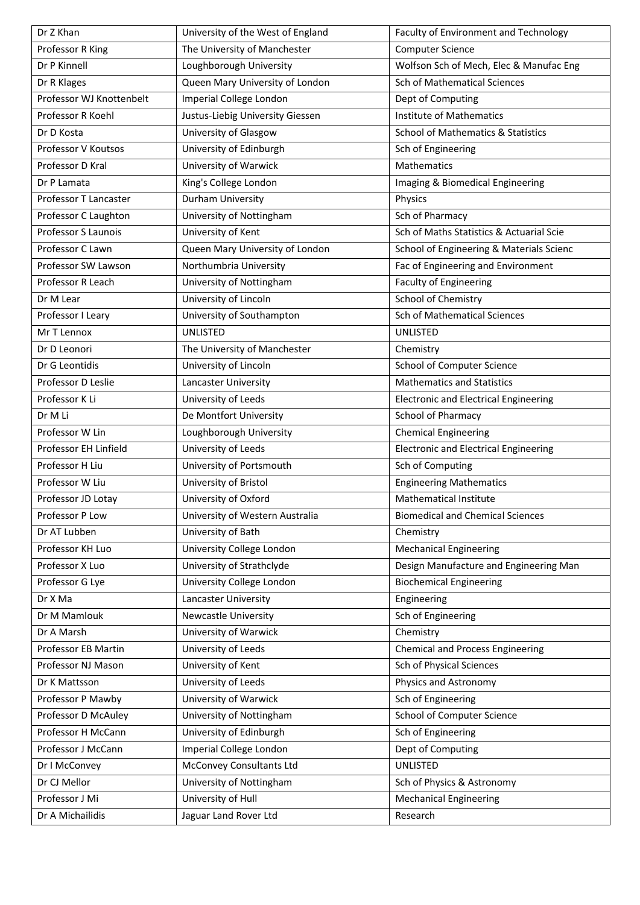| Dr Z Khan | University of the West of England | Faculty of Environment and Technology |
|---|---|---|
| Professor R King | The University of Manchester | Computer Science |
| Dr P Kinnell | Loughborough University | Wolfson Sch of Mech, Elec & Manufac Eng |
| Dr R Klages | Queen Mary University of London | Sch of Mathematical Sciences |
| Professor WJ Knottenbelt | Imperial College London | Dept of Computing |
| Professor R Koehl | Justus-Liebig University Giessen | Institute of Mathematics |
| Dr D Kosta | University of Glasgow | School of Mathematics & Statistics |
| Professor V Koutsos | University of Edinburgh | Sch of Engineering |
| Professor D Kral | University of Warwick | Mathematics |
| Dr P Lamata | King's College London | Imaging & Biomedical Engineering |
| Professor T Lancaster | Durham University | Physics |
| Professor C Laughton | University of Nottingham | Sch of Pharmacy |
| Professor S Launois | University of Kent | Sch of Maths Statistics & Actuarial Scie |
| Professor C Lawn | Queen Mary University of London | School of Engineering & Materials Scienc |
| Professor SW Lawson | Northumbria University | Fac of Engineering and Environment |
| Professor R Leach | University of Nottingham | Faculty of Engineering |
| Dr M Lear | University of Lincoln | School of Chemistry |
| Professor I Leary | University of Southampton | Sch of Mathematical Sciences |
| Mr T Lennox | UNLISTED | UNLISTED |
| Dr D Leonori | The University of Manchester | Chemistry |
| Dr G Leontidis | University of Lincoln | School of Computer Science |
| Professor D Leslie | Lancaster University | Mathematics and Statistics |
| Professor K Li | University of Leeds | Electronic and Electrical Engineering |
| Dr M Li | De Montfort University | School of Pharmacy |
| Professor W Lin | Loughborough University | Chemical Engineering |
| Professor EH Linfield | University of Leeds | Electronic and Electrical Engineering |
| Professor H Liu | University of Portsmouth | Sch of Computing |
| Professor W Liu | University of Bristol | Engineering Mathematics |
| Professor JD Lotay | University of Oxford | Mathematical Institute |
| Professor P Low | University of Western Australia | Biomedical and Chemical Sciences |
| Dr AT Lubben | University of Bath | Chemistry |
| Professor KH Luo | University College London | Mechanical Engineering |
| Professor X Luo | University of Strathclyde | Design Manufacture and Engineering Man |
| Professor G Lye | University College London | Biochemical Engineering |
| Dr X Ma | Lancaster University | Engineering |
| Dr M Mamlouk | Newcastle University | Sch of Engineering |
| Dr A Marsh | University of Warwick | Chemistry |
| Professor EB Martin | University of Leeds | Chemical and Process Engineering |
| Professor NJ Mason | University of Kent | Sch of Physical Sciences |
| Dr K Mattsson | University of Leeds | Physics and Astronomy |
| Professor P Mawby | University of Warwick | Sch of Engineering |
| Professor D McAuley | University of Nottingham | School of Computer Science |
| Professor H McCann | University of Edinburgh | Sch of Engineering |
| Professor J McCann | Imperial College London | Dept of Computing |
| Dr I McConvey | McConvey Consultants Ltd | UNLISTED |
| Dr CJ Mellor | University of Nottingham | Sch of Physics & Astronomy |
| Professor J Mi | University of Hull | Mechanical Engineering |
| Dr A Michailidis | Jaguar Land Rover Ltd | Research |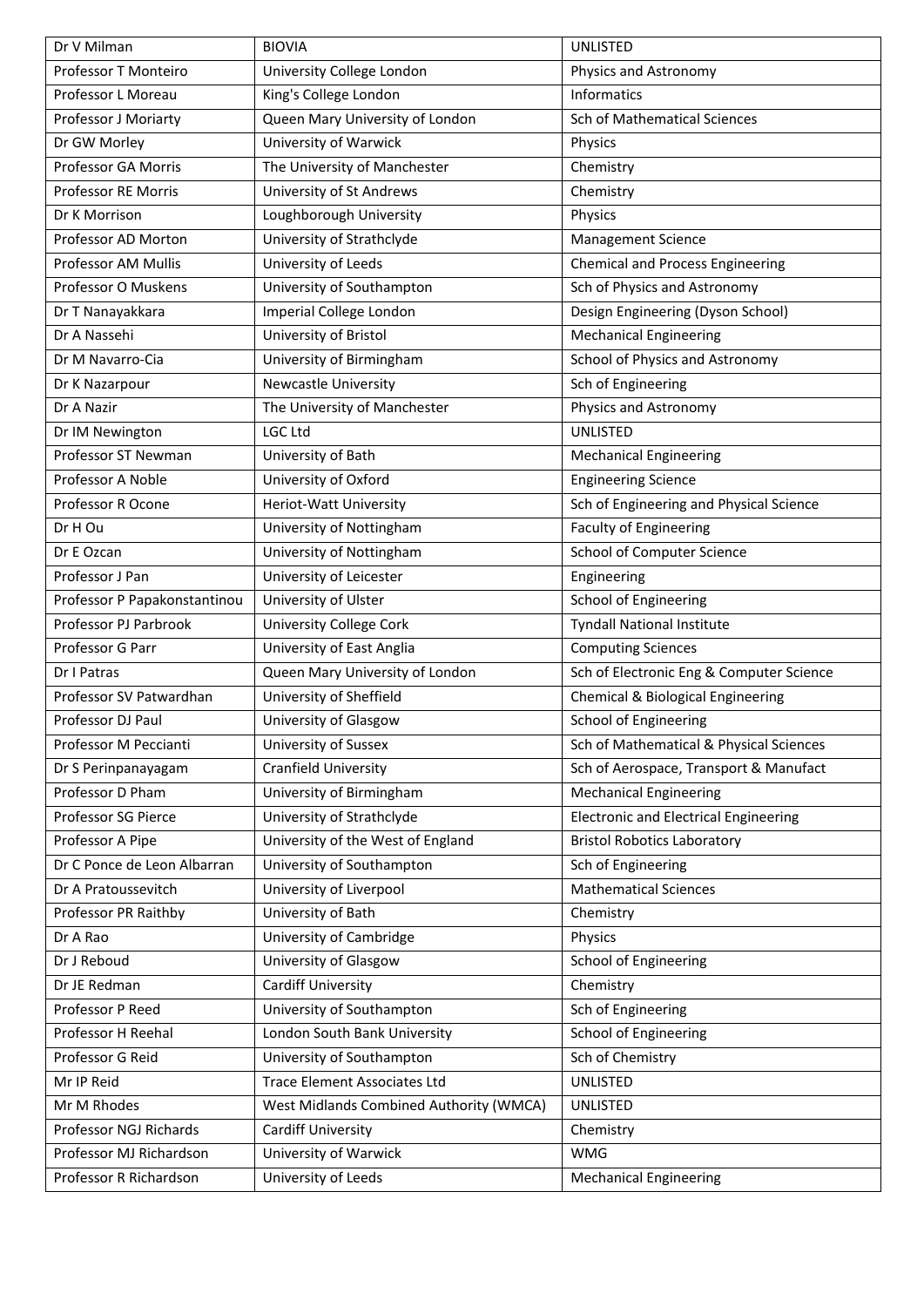| Dr V Milman | BIOVIA | UNLISTED |
|---|---|---|
| Professor T Monteiro | University College London | Physics and Astronomy |
| Professor L Moreau | King's College London | Informatics |
| Professor J Moriarty | Queen Mary University of London | Sch of Mathematical Sciences |
| Dr GW Morley | University of Warwick | Physics |
| Professor GA Morris | The University of Manchester | Chemistry |
| Professor RE Morris | University of St Andrews | Chemistry |
| Dr K Morrison | Loughborough University | Physics |
| Professor AD Morton | University of Strathclyde | Management Science |
| Professor AM Mullis | University of Leeds | Chemical and Process Engineering |
| Professor O Muskens | University of Southampton | Sch of Physics and Astronomy |
| Dr T Nanayakkara | Imperial College London | Design Engineering (Dyson School) |
| Dr A Nassehi | University of Bristol | Mechanical Engineering |
| Dr M Navarro-Cia | University of Birmingham | School of Physics and Astronomy |
| Dr K Nazarpour | Newcastle University | Sch of Engineering |
| Dr A Nazir | The University of Manchester | Physics and Astronomy |
| Dr IM Newington | LGC Ltd | UNLISTED |
| Professor ST Newman | University of Bath | Mechanical Engineering |
| Professor A Noble | University of Oxford | Engineering Science |
| Professor R Ocone | Heriot-Watt University | Sch of Engineering and Physical Science |
| Dr H Ou | University of Nottingham | Faculty of Engineering |
| Dr E Ozcan | University of Nottingham | School of Computer Science |
| Professor J Pan | University of Leicester | Engineering |
| Professor P Papakonstantinou | University of Ulster | School of Engineering |
| Professor PJ Parbrook | University College Cork | Tyndall National Institute |
| Professor G Parr | University of East Anglia | Computing Sciences |
| Dr I Patras | Queen Mary University of London | Sch of Electronic Eng & Computer Science |
| Professor SV Patwardhan | University of Sheffield | Chemical & Biological Engineering |
| Professor DJ Paul | University of Glasgow | School of Engineering |
| Professor M Peccianti | University of Sussex | Sch of Mathematical & Physical Sciences |
| Dr S Perinpanayagam | Cranfield University | Sch of Aerospace, Transport & Manufact |
| Professor D Pham | University of Birmingham | Mechanical Engineering |
| Professor SG Pierce | University of Strathclyde | Electronic and Electrical Engineering |
| Professor A Pipe | University of the West of England | Bristol Robotics Laboratory |
| Dr C Ponce de Leon Albarran | University of Southampton | Sch of Engineering |
| Dr A Pratoussevitch | University of Liverpool | Mathematical Sciences |
| Professor PR Raithby | University of Bath | Chemistry |
| Dr A Rao | University of Cambridge | Physics |
| Dr J Reboud | University of Glasgow | School of Engineering |
| Dr JE Redman | Cardiff University | Chemistry |
| Professor P Reed | University of Southampton | Sch of Engineering |
| Professor H Reehal | London South Bank University | School of Engineering |
| Professor G Reid | University of Southampton | Sch of Chemistry |
| Mr IP Reid | Trace Element Associates Ltd | UNLISTED |
| Mr M Rhodes | West Midlands Combined Authority (WMCA) | UNLISTED |
| Professor NGJ Richards | Cardiff University | Chemistry |
| Professor MJ Richardson | University of Warwick | WMG |
| Professor R Richardson | University of Leeds | Mechanical Engineering |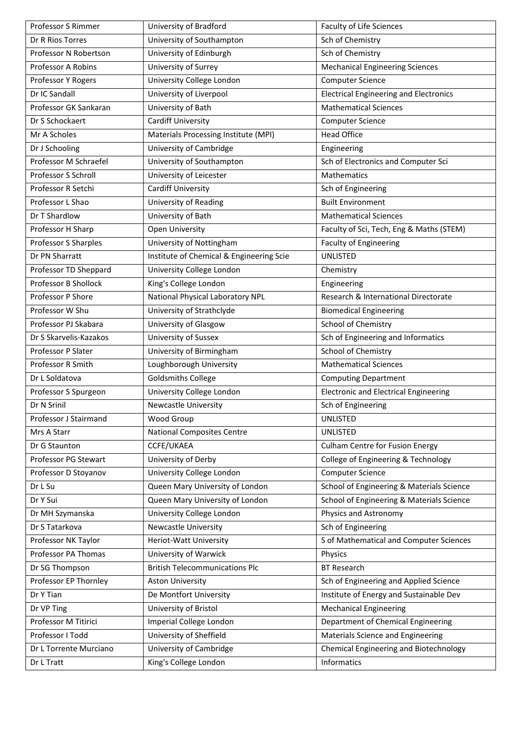| Professor S Rimmer | University of Bradford | Faculty of Life Sciences |
|---|---|---|
| Dr R Rios Torres | University of Southampton | Sch of Chemistry |
| Professor N Robertson | University of Edinburgh | Sch of Chemistry |
| Professor A Robins | University of Surrey | Mechanical Engineering Sciences |
| Professor Y Rogers | University College London | Computer Science |
| Dr IC Sandall | University of Liverpool | Electrical Engineering and Electronics |
| Professor GK Sankaran | University of Bath | Mathematical Sciences |
| Dr S Schockaert | Cardiff University | Computer Science |
| Mr A Scholes | Materials Processing Institute (MPI) | Head Office |
| Dr J Schooling | University of Cambridge | Engineering |
| Professor M Schraefel | University of Southampton | Sch of Electronics and Computer Sci |
| Professor S Schroll | University of Leicester | Mathematics |
| Professor R Setchi | Cardiff University | Sch of Engineering |
| Professor L Shao | University of Reading | Built Environment |
| Dr T Shardlow | University of Bath | Mathematical Sciences |
| Professor H Sharp | Open University | Faculty of Sci, Tech, Eng & Maths (STEM) |
| Professor S Sharples | University of Nottingham | Faculty of Engineering |
| Dr PN Sharratt | Institute of Chemical & Engineering Scie | UNLISTED |
| Professor TD Sheppard | University College London | Chemistry |
| Professor B Shollock | King's College London | Engineering |
| Professor P Shore | National Physical Laboratory NPL | Research & International Directorate |
| Professor W Shu | University of Strathclyde | Biomedical Engineering |
| Professor PJ Skabara | University of Glasgow | School of Chemistry |
| Dr S Skarvelis-Kazakos | University of Sussex | Sch of Engineering and Informatics |
| Professor P Slater | University of Birmingham | School of Chemistry |
| Professor R Smith | Loughborough University | Mathematical Sciences |
| Dr L Soldatova | Goldsmiths College | Computing Department |
| Professor S Spurgeon | University College London | Electronic and Electrical Engineering |
| Dr N Srinil | Newcastle University | Sch of Engineering |
| Professor J Stairmand | Wood Group | UNLISTED |
| Mrs A Starr | National Composites Centre | UNLISTED |
| Dr G Staunton | CCFE/UKAEA | Culham Centre for Fusion Energy |
| Professor PG Stewart | University of Derby | College of Engineering & Technology |
| Professor D Stoyanov | University College London | Computer Science |
| Dr L Su | Queen Mary University of London | School of Engineering & Materials Science |
| Dr Y Sui | Queen Mary University of London | School of Engineering & Materials Science |
| Dr MH Szymanska | University College London | Physics and Astronomy |
| Dr S Tatarkova | Newcastle University | Sch of Engineering |
| Professor NK Taylor | Heriot-Watt University | S of Mathematical and Computer Sciences |
| Professor PA Thomas | University of Warwick | Physics |
| Dr SG Thompson | British Telecommunications Plc | BT Research |
| Professor EP Thornley | Aston University | Sch of Engineering and Applied Science |
| Dr Y Tian | De Montfort University | Institute of Energy and Sustainable Dev |
| Dr VP Ting | University of Bristol | Mechanical Engineering |
| Professor M Titirici | Imperial College London | Department of Chemical Engineering |
| Professor I Todd | University of Sheffield | Materials Science and Engineering |
| Dr L Torrente Murciano | University of Cambridge | Chemical Engineering and Biotechnology |
| Dr L Tratt | King's College London | Informatics |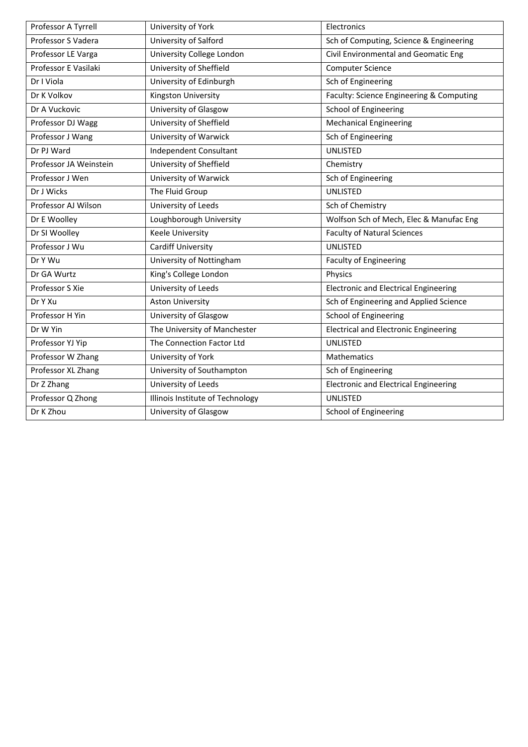| | | |
|---|---|---|
| Professor A Tyrrell | University of York | Electronics |
| Professor S Vadera | University of Salford | Sch of Computing, Science & Engineering |
| Professor LE Varga | University College London | Civil Environmental and Geomatic Eng |
| Professor E Vasilaki | University of Sheffield | Computer Science |
| Dr I Viola | University of Edinburgh | Sch of Engineering |
| Dr K Volkov | Kingston University | Faculty: Science Engineering & Computing |
| Dr A Vuckovic | University of Glasgow | School of Engineering |
| Professor DJ Wagg | University of Sheffield | Mechanical Engineering |
| Professor J Wang | University of Warwick | Sch of Engineering |
| Dr PJ Ward | Independent Consultant | UNLISTED |
| Professor JA Weinstein | University of Sheffield | Chemistry |
| Professor J Wen | University of Warwick | Sch of Engineering |
| Dr J Wicks | The Fluid Group | UNLISTED |
| Professor AJ Wilson | University of Leeds | Sch of Chemistry |
| Dr E Woolley | Loughborough University | Wolfson Sch of Mech, Elec & Manufac Eng |
| Dr SI Woolley | Keele University | Faculty of Natural Sciences |
| Professor J Wu | Cardiff University | UNLISTED |
| Dr Y Wu | University of Nottingham | Faculty of Engineering |
| Dr GA Wurtz | King's College London | Physics |
| Professor S Xie | University of Leeds | Electronic and Electrical Engineering |
| Dr Y Xu | Aston University | Sch of Engineering and Applied Science |
| Professor H Yin | University of Glasgow | School of Engineering |
| Dr W Yin | The University of Manchester | Electrical and Electronic Engineering |
| Professor YJ Yip | The Connection Factor Ltd | UNLISTED |
| Professor W Zhang | University of York | Mathematics |
| Professor XL Zhang | University of Southampton | Sch of Engineering |
| Dr Z Zhang | University of Leeds | Electronic and Electrical Engineering |
| Professor Q Zhong | Illinois Institute of Technology | UNLISTED |
| Dr K Zhou | University of Glasgow | School of Engineering |